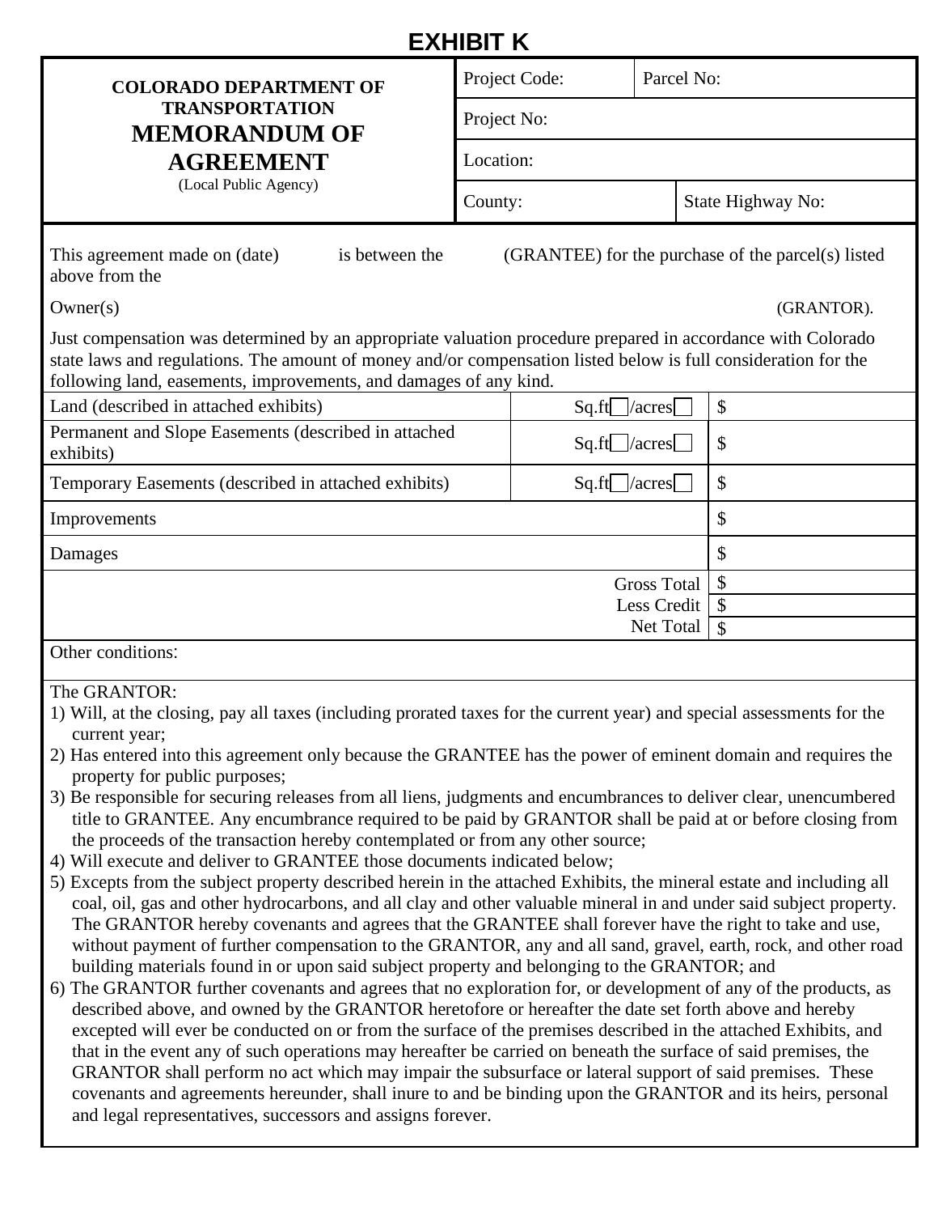# EXHIBIT K

| COLORADO DEPARTMENT OF TRANSPORTATION **MEMORANDUM OF AGREEMENT** (Local Public Agency) | Project Code: | Parcel No: |
|---|---|---|
| | Project No: | |
| | Location: | |
| | County: | State Highway No: |

This agreement made on (date) is between the (GRANTEE) for the purchase of the parcel(s) listed above from the

Owner(s) (GRANTOR).

Just compensation was determined by an appropriate valuation procedure prepared in accordance with Colorado state laws and regulations. The amount of money and/or compensation listed below is full consideration for the following land, easements, improvements, and damages of any kind.

| | | |
|---|---|---|
| Land (described in attached exhibits) | Sq.ft☐/acres☐ | $ |
| Permanent and Slope Easements (described in attached exhibits) | Sq.ft☐/acres☐ | $ |
| Temporary Easements (described in attached exhibits) | Sq.ft☐/acres☐ | $ |
| Improvements | | $ |
| Damages | | $ |
| | Gross Total | $ |
| | Less Credit | $ |
| | Net Total | $ |

Other conditions:

The GRANTOR:

1) Will, at the closing, pay all taxes (including prorated taxes for the current year) and special assessments for the current year;
2) Has entered into this agreement only because the GRANTEE has the power of eminent domain and requires the property for public purposes;
3) Be responsible for securing releases from all liens, judgments and encumbrances to deliver clear, unencumbered title to GRANTEE. Any encumbrance required to be paid by GRANTOR shall be paid at or before closing from the proceeds of the transaction hereby contemplated or from any other source;
4) Will execute and deliver to GRANTEE those documents indicated below;
5) Excepts from the subject property described herein in the attached Exhibits, the mineral estate and including all coal, oil, gas and other hydrocarbons, and all clay and other valuable mineral in and under said subject property. The GRANTOR hereby covenants and agrees that the GRANTEE shall forever have the right to take and use, without payment of further compensation to the GRANTOR, any and all sand, gravel, earth, rock, and other road building materials found in or upon said subject property and belonging to the GRANTOR; and
6) The GRANTOR further covenants and agrees that no exploration for, or development of any of the products, as described above, and owned by the GRANTOR heretofore or hereafter the date set forth above and hereby excepted will ever be conducted on or from the surface of the premises described in the attached Exhibits, and that in the event any of such operations may hereafter be carried on beneath the surface of said premises, the GRANTOR shall perform no act which may impair the subsurface or lateral support of said premises. These covenants and agreements hereunder, shall inure to and be binding upon the GRANTOR and its heirs, personal and legal representatives, successors and assigns forever.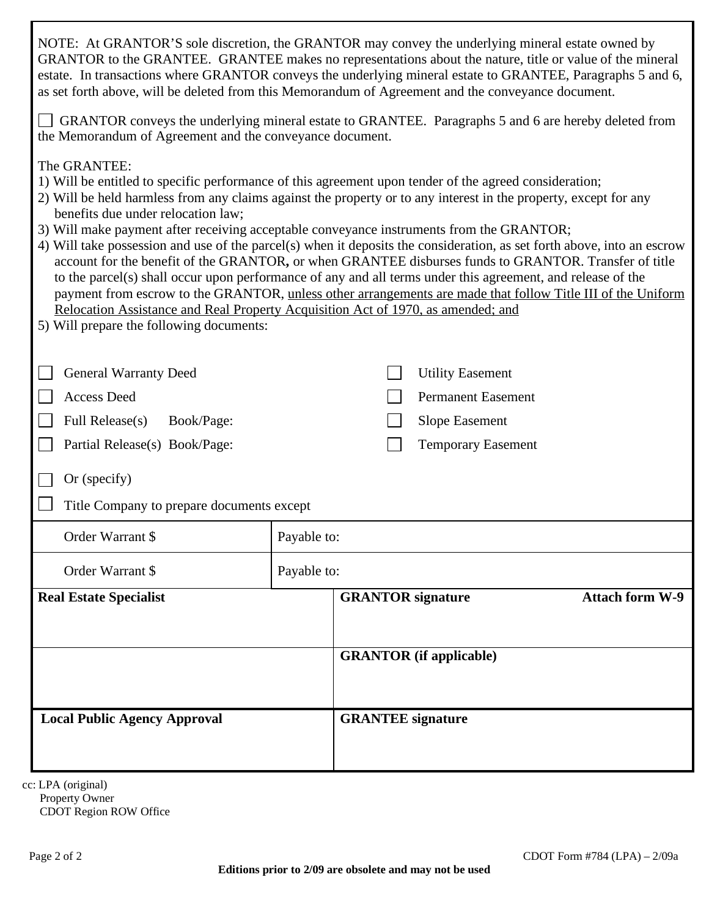NOTE: At GRANTOR'S sole discretion, the GRANTOR may convey the underlying mineral estate owned by GRANTOR to the GRANTEE. GRANTEE makes no representations about the nature, title or value of the mineral estate. In transactions where GRANTOR conveys the underlying mineral estate to GRANTEE, Paragraphs 5 and 6, as set forth above, will be deleted from this Memorandum of Agreement and the conveyance document.

☐ GRANTOR conveys the underlying mineral estate to GRANTEE. Paragraphs 5 and 6 are hereby deleted from the Memorandum of Agreement and the conveyance document.

The GRANTEE:

1) Will be entitled to specific performance of this agreement upon tender of the agreed consideration;
2) Will be held harmless from any claims against the property or to any interest in the property, except for any benefits due under relocation law;
3) Will make payment after receiving acceptable conveyance instruments from the GRANTOR;
4) Will take possession and use of the parcel(s) when it deposits the consideration, as set forth above, into an escrow account for the benefit of the GRANTOR**,** or when GRANTEE disburses funds to GRANTOR. Transfer of title to the parcel(s) shall occur upon performance of any and all terms under this agreement, and release of the payment from escrow to the GRANTOR, <u>unless other arrangements are made that follow Title III of the Uniform Relocation Assistance and Real Property Acquisition Act of 1970, as amended; and</u>
5) Will prepare the following documents:

☐ General Warranty Deed
☐ Access Deed
☐ Full Release(s) Book/Page:
☐ Partial Release(s) Book/Page:
☐ Utility Easement
☐ Permanent Easement
☐ Slope Easement
☐ Temporary Easement

☐ Or (specify)

☐ Title Company to prepare documents except

| | |
|---|---|
| Order Warrant $ | Payable to: |
| Order Warrant $ | Payable to: |

| | |
|---|---|
| **Real Estate Specialist** | **GRANTOR signature** **Attach form W-9** |
| | **GRANTOR (if applicable)** |
| **Local Public Agency Approval** | **GRANTEE signature** |

cc: LPA (original)
Property Owner
CDOT Region ROW Office

CDOT Form #784 (LPA) – 2/09a

**Editions prior to 2/09 are obsolete and may not be used**